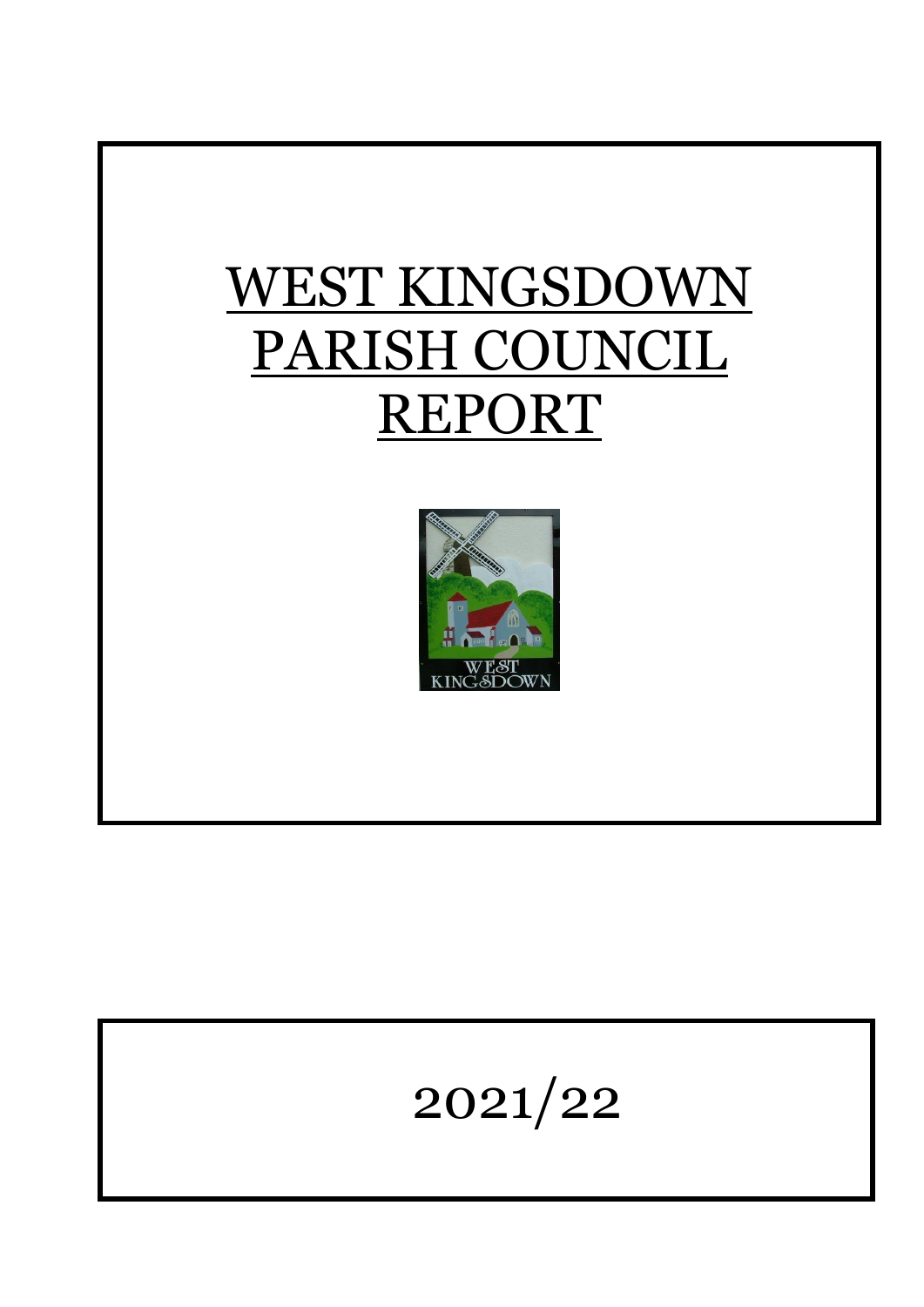# WEST KINGSDOWN PARISH COUNCIL REPORT

2021/22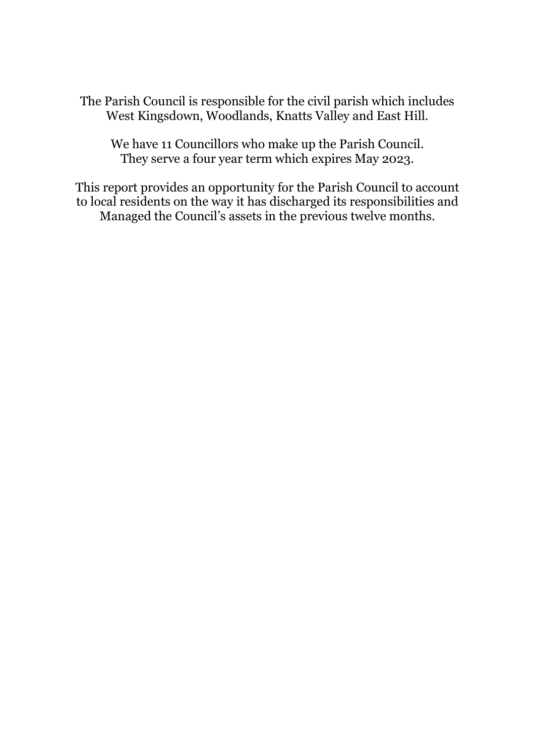The Parish Council is responsible for the civil parish which includes West Kingsdown, Woodlands, Knatts Valley and East Hill.

We have 11 Councillors who make up the Parish Council. They serve a four year term which expires May 2023.

This report provides an opportunity for the Parish Council to account to local residents on the way it has discharged its responsibilities and Managed the Council's assets in the previous twelve months.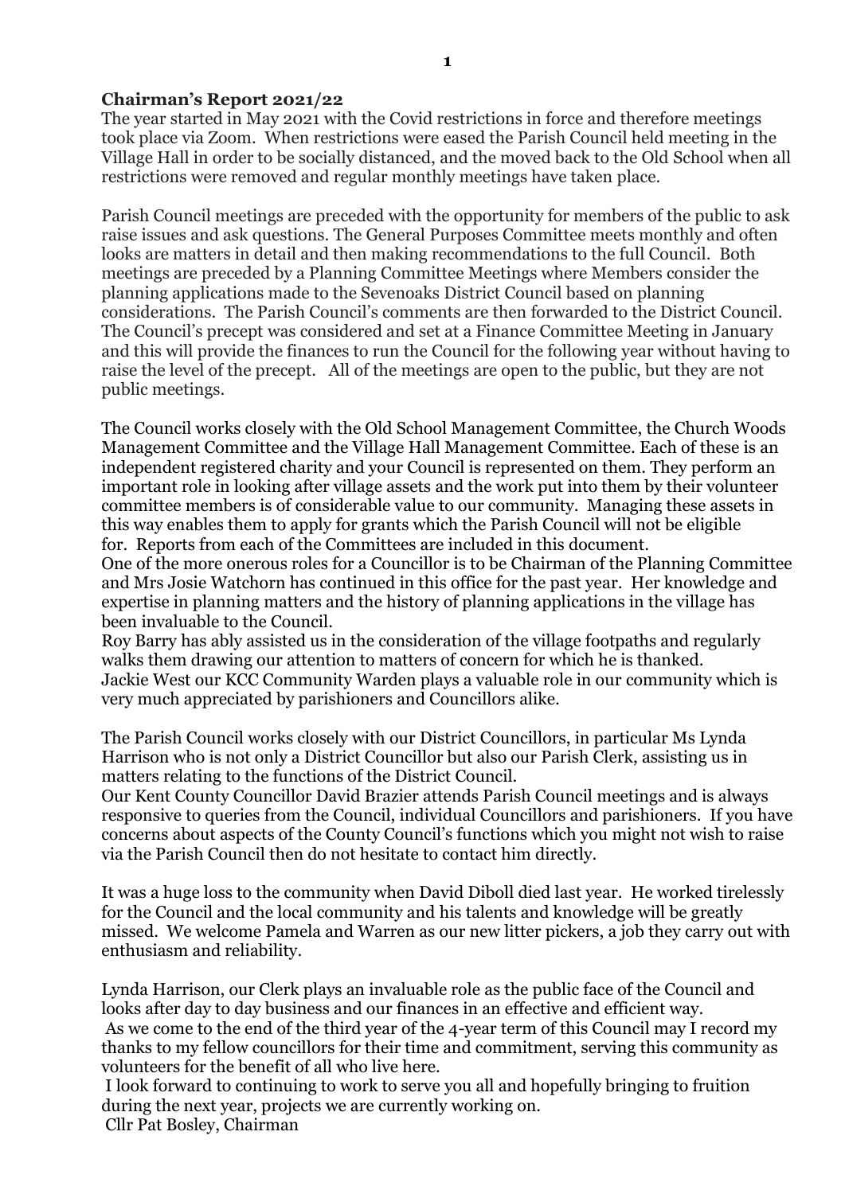## Chairman's Report 2021/22

The year started in May 2021 with the Covid restrictions in force and therefore meetings took place via Zoom. When restrictions were eased the Parish Council held meeting in the Village Hall in order to be socially distanced, and the moved back to the Old School when all restrictions were removed and regular monthly meetings have taken place.

Parish Council meetings are preceded with the opportunity for members of the public to ask raise issues and ask questions. The General Purposes Committee meets monthly and often looks are matters in detail and then making recommendations to the full Council. Both meetings are preceded by a Planning Committee Meetings where Members consider the planning applications made to the Sevenoaks District Council based on planning considerations. The Parish Council's comments are then forwarded to the District Council. The Council's precept was considered and set at a Finance Committee Meeting in January and this will provide the finances to run the Council for the following year without having to raise the level of the precept. All of the meetings are open to the public, but they are not public meetings.

The Council works closely with the Old School Management Committee, the Church Woods Management Committee and the Village Hall Management Committee. Each of these is an independent registered charity and your Council is represented on them. They perform an important role in looking after village assets and the work put into them by their volunteer committee members is of considerable value to our community. Managing these assets in this way enables them to apply for grants which the Parish Council will not be eligible for. Reports from each of the Committees are included in this document.
One of the more onerous roles for a Councillor is to be Chairman of the Planning Committee and Mrs Josie Watchorn has continued in this office for the past year. Her knowledge and expertise in planning matters and the history of planning applications in the village has been invaluable to the Council.
Roy Barry has ably assisted us in the consideration of the village footpaths and regularly walks them drawing our attention to matters of concern for which he is thanked.
Jackie West our KCC Community Warden plays a valuable role in our community which is very much appreciated by parishioners and Councillors alike.

The Parish Council works closely with our District Councillors, in particular Ms Lynda Harrison who is not only a District Councillor but also our Parish Clerk, assisting us in matters relating to the functions of the District Council.
Our Kent County Councillor David Brazier attends Parish Council meetings and is always responsive to queries from the Council, individual Councillors and parishioners. If you have concerns about aspects of the County Council's functions which you might not wish to raise via the Parish Council then do not hesitate to contact him directly.

It was a huge loss to the community when David Diboll died last year. He worked tirelessly for the Council and the local community and his talents and knowledge will be greatly missed. We welcome Pamela and Warren as our new litter pickers, a job they carry out with enthusiasm and reliability.

Lynda Harrison, our Clerk plays an invaluable role as the public face of the Council and looks after day to day business and our finances in an effective and efficient way.
As we come to the end of the third year of the 4-year term of this Council may I record my thanks to my fellow councillors for their time and commitment, serving this community as volunteers for the benefit of all who live here.
I look forward to continuing to work to serve you all and hopefully bringing to fruition during the next year, projects we are currently working on.
Cllr Pat Bosley, Chairman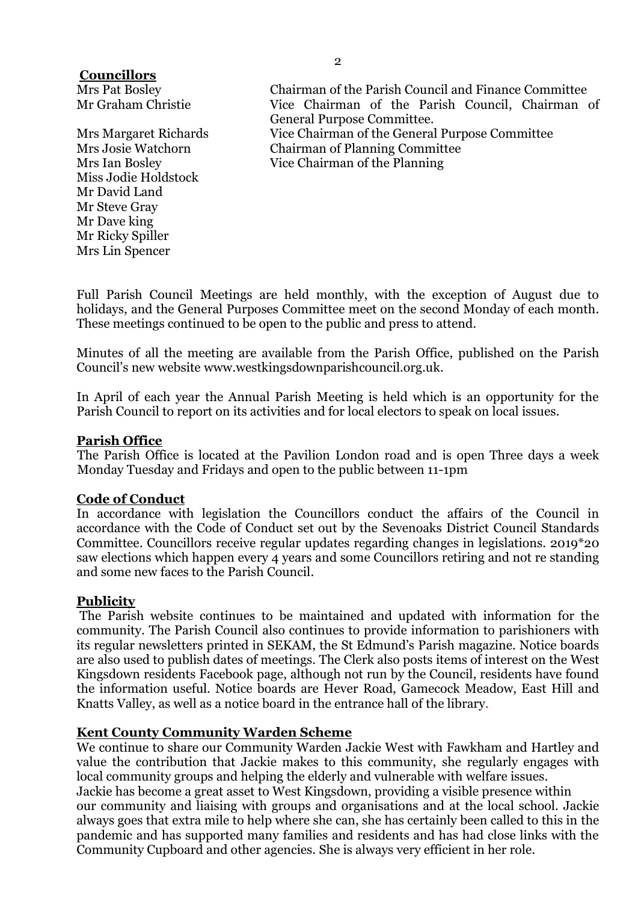## Councillors

| | |
|---|---|
| Mrs Pat Bosley | Chairman of the Parish Council and Finance Committee |
| Mr Graham Christie | Vice Chairman of the Parish Council, Chairman of General Purpose Committee. |
| Mrs Margaret Richards | Vice Chairman of the General Purpose Committee |
| Mrs Josie Watchorn | Chairman of Planning Committee |
| Mrs Ian Bosley | Vice Chairman of the Planning |
| Miss Jodie Holdstock | |
| Mr David Land | |
| Mr Steve Gray | |
| Mr Dave king | |
| Mr Ricky Spiller | |
| Mrs Lin Spencer | |

Full Parish Council Meetings are held monthly, with the exception of August due to holidays, and the General Purposes Committee meet on the second Monday of each month. These meetings continued to be open to the public and press to attend.

Minutes of all the meeting are available from the Parish Office, published on the Parish Council's new website www.westkingsdownparishcouncil.org.uk.

In April of each year the Annual Parish Meeting is held which is an opportunity for the Parish Council to report on its activities and for local electors to speak on local issues.

## Parish Office

The Parish Office is located at the Pavilion London road and is open Three days a week Monday Tuesday and Fridays and open to the public between 11-1pm

## Code of Conduct

In accordance with legislation the Councillors conduct the affairs of the Council in accordance with the Code of Conduct set out by the Sevenoaks District Council Standards Committee. Councillors receive regular updates regarding changes in legislations. 2019*20 saw elections which happen every 4 years and some Councillors retiring and not re standing and some new faces to the Parish Council.

## Publicity

The Parish website continues to be maintained and updated with information for the community. The Parish Council also continues to provide information to parishioners with its regular newsletters printed in SEKAM, the St Edmund's Parish magazine. Notice boards are also used to publish dates of meetings. The Clerk also posts items of interest on the West Kingsdown residents Facebook page, although not run by the Council, residents have found the information useful. Notice boards are Hever Road, Gamecock Meadow, East Hill and Knatts Valley, as well as a notice board in the entrance hall of the library.

## Kent County Community Warden Scheme

We continue to share our Community Warden Jackie West with Fawkham and Hartley and value the contribution that Jackie makes to this community, she regularly engages with local community groups and helping the elderly and vulnerable with welfare issues.

Jackie has become a great asset to West Kingsdown, providing a visible presence within our community and liaising with groups and organisations and at the local school. Jackie always goes that extra mile to help where she can, she has certainly been called to this in the pandemic and has supported many families and residents and has had close links with the Community Cupboard and other agencies. She is always very efficient in her role.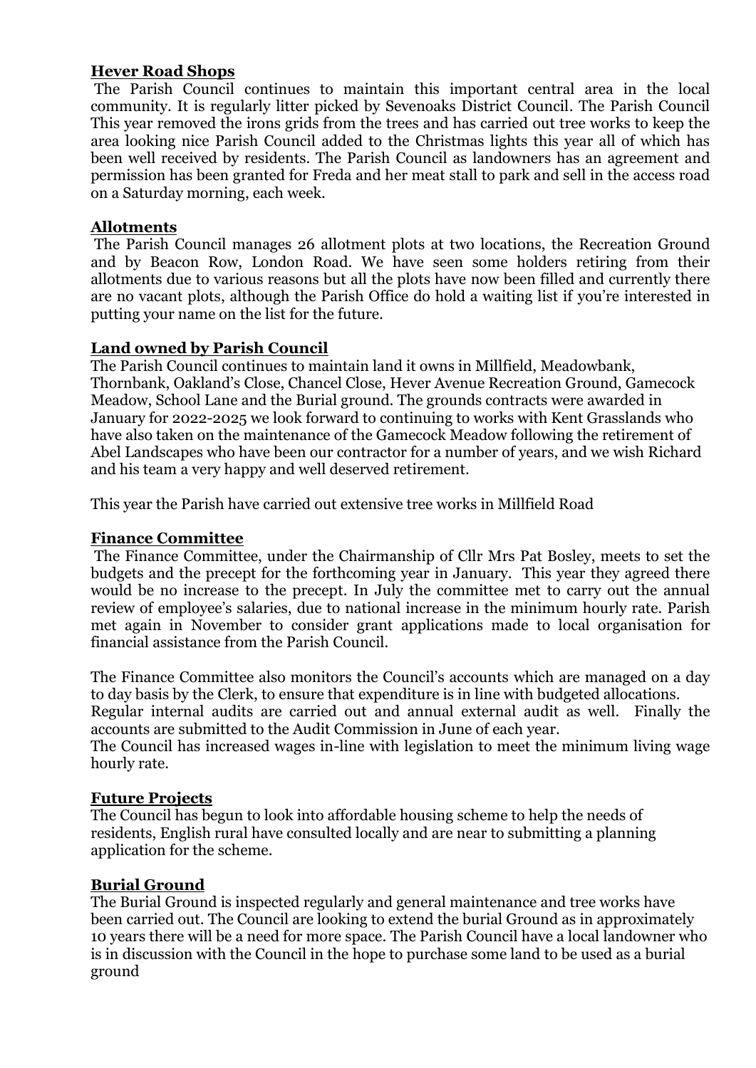## Hever Road Shops

The Parish Council continues to maintain this important central area in the local community. It is regularly litter picked by Sevenoaks District Council. The Parish Council This year removed the irons grids from the trees and has carried out tree works to keep the area looking nice Parish Council added to the Christmas lights this year all of which has been well received by residents. The Parish Council as landowners has an agreement and permission has been granted for Freda and her meat stall to park and sell in the access road on a Saturday morning, each week.

## Allotments

The Parish Council manages 26 allotment plots at two locations, the Recreation Ground and by Beacon Row, London Road. We have seen some holders retiring from their allotments due to various reasons but all the plots have now been filled and currently there are no vacant plots, although the Parish Office do hold a waiting list if you're interested in putting your name on the list for the future.

## Land owned by Parish Council

The Parish Council continues to maintain land it owns in Millfield, Meadowbank, Thornbank, Oakland's Close, Chancel Close, Hever Avenue Recreation Ground, Gamecock Meadow, School Lane and the Burial ground. The grounds contracts were awarded in January for 2022-2025 we look forward to continuing to works with Kent Grasslands who have also taken on the maintenance of the Gamecock Meadow following the retirement of Abel Landscapes who have been our contractor for a number of years, and we wish Richard and his team a very happy and well deserved retirement.

This year the Parish have carried out extensive tree works in Millfield Road

## Finance Committee

The Finance Committee, under the Chairmanship of Cllr Mrs Pat Bosley, meets to set the budgets and the precept for the forthcoming year in January. This year they agreed there would be no increase to the precept. In July the committee met to carry out the annual review of employee's salaries, due to national increase in the minimum hourly rate. Parish met again in November to consider grant applications made to local organisation for financial assistance from the Parish Council.

The Finance Committee also monitors the Council's accounts which are managed on a day to day basis by the Clerk, to ensure that expenditure is in line with budgeted allocations. Regular internal audits are carried out and annual external audit as well. Finally the accounts are submitted to the Audit Commission in June of each year.
The Council has increased wages in-line with legislation to meet the minimum living wage hourly rate.

## Future Projects

The Council has begun to look into affordable housing scheme to help the needs of residents, English rural have consulted locally and are near to submitting a planning application for the scheme.

## Burial Ground

The Burial Ground is inspected regularly and general maintenance and tree works have been carried out. The Council are looking to extend the burial Ground as in approximately 10 years there will be a need for more space. The Parish Council have a local landowner who is in discussion with the Council in the hope to purchase some land to be used as a burial ground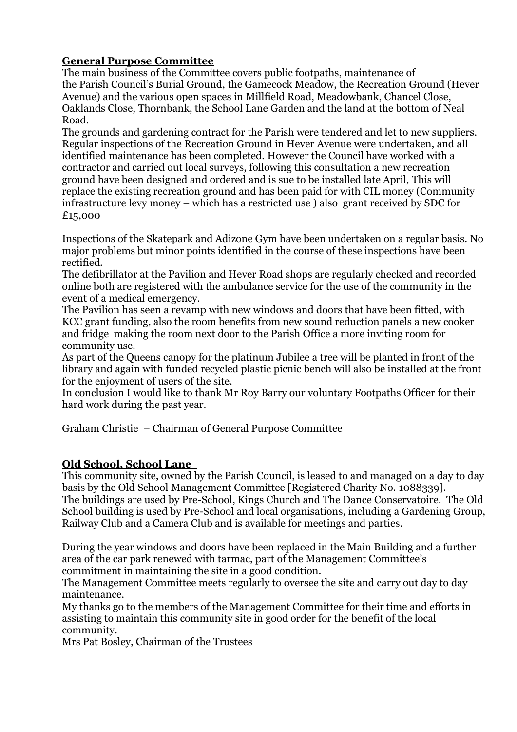**General Purpose Committee**

The main business of the Committee covers public footpaths, maintenance of the Parish Council's Burial Ground, the Gamecock Meadow, the Recreation Ground (Hever Avenue) and the various open spaces in Millfield Road, Meadowbank, Chancel Close, Oaklands Close, Thornbank, the School Lane Garden and the land at the bottom of Neal Road.

The grounds and gardening contract for the Parish were tendered and let to new suppliers. Regular inspections of the Recreation Ground in Hever Avenue were undertaken, and all identified maintenance has been completed. However the Council have worked with a contractor and carried out local surveys, following this consultation a new recreation ground have been designed and ordered and is sue to be installed late April, This will replace the existing recreation ground and has been paid for with CIL money (Community infrastructure levy money – which has a restricted use ) also grant received by SDC for £15,000

Inspections of the Skatepark and Adizone Gym have been undertaken on a regular basis. No major problems but minor points identified in the course of these inspections have been rectified.

The defibrillator at the Pavilion and Hever Road shops are regularly checked and recorded online both are registered with the ambulance service for the use of the community in the event of a medical emergency.

The Pavilion has seen a revamp with new windows and doors that have been fitted, with KCC grant funding, also the room benefits from new sound reduction panels a new cooker and fridge making the room next door to the Parish Office a more inviting room for community use.

As part of the Queens canopy for the platinum Jubilee a tree will be planted in front of the library and again with funded recycled plastic picnic bench will also be installed at the front for the enjoyment of users of the site.

In conclusion I would like to thank Mr Roy Barry our voluntary Footpaths Officer for their hard work during the past year.

Graham Christie – Chairman of General Purpose Committee

**Old School, School Lane**

This community site, owned by the Parish Council, is leased to and managed on a day to day basis by the Old School Management Committee [Registered Charity No. 1088339].

The buildings are used by Pre-School, Kings Church and The Dance Conservatoire. The Old School building is used by Pre-School and local organisations, including a Gardening Group, Railway Club and a Camera Club and is available for meetings and parties.

During the year windows and doors have been replaced in the Main Building and a further area of the car park renewed with tarmac, part of the Management Committee's commitment in maintaining the site in a good condition.

The Management Committee meets regularly to oversee the site and carry out day to day maintenance.

My thanks go to the members of the Management Committee for their time and efforts in assisting to maintain this community site in good order for the benefit of the local community.

Mrs Pat Bosley, Chairman of the Trustees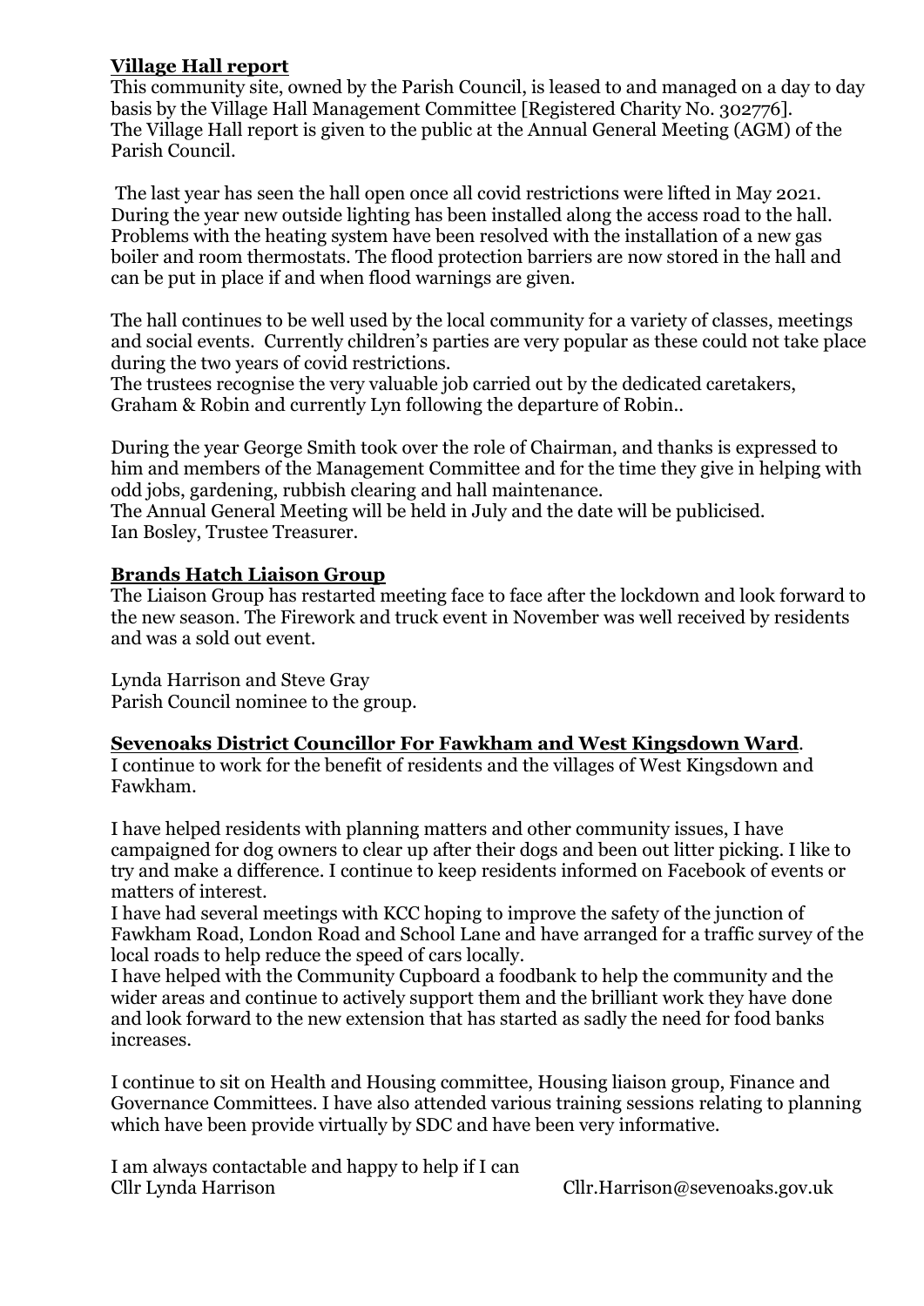## Village Hall report

This community site, owned by the Parish Council, is leased to and managed on a day to day basis by the Village Hall Management Committee [Registered Charity No. 302776].
The Village Hall report is given to the public at the Annual General Meeting (AGM) of the Parish Council.

The last year has seen the hall open once all covid restrictions were lifted in May 2021. During the year new outside lighting has been installed along the access road to the hall. Problems with the heating system have been resolved with the installation of a new gas boiler and room thermostats. The flood protection barriers are now stored in the hall and can be put in place if and when flood warnings are given.

The hall continues to be well used by the local community for a variety of classes, meetings and social events. Currently children's parties are very popular as these could not take place during the two years of covid restrictions.
The trustees recognise the very valuable job carried out by the dedicated caretakers, Graham & Robin and currently Lyn following the departure of Robin..

During the year George Smith took over the role of Chairman, and thanks is expressed to him and members of the Management Committee and for the time they give in helping with odd jobs, gardening, rubbish clearing and hall maintenance.
The Annual General Meeting will be held in July and the date will be publicised.
Ian Bosley, Trustee Treasurer.

## Brands Hatch Liaison Group

The Liaison Group has restarted meeting face to face after the lockdown and look forward to the new season. The Firework and truck event in November was well received by residents and was a sold out event.

Lynda Harrison and Steve Gray
Parish Council nominee to the group.

## Sevenoaks District Councillor For Fawkham and West Kingsdown Ward.

I continue to work for the benefit of residents and the villages of West Kingsdown and Fawkham.

I have helped residents with planning matters and other community issues, I have campaigned for dog owners to clear up after their dogs and been out litter picking. I like to try and make a difference. I continue to keep residents informed on Facebook of events or matters of interest.
I have had several meetings with KCC hoping to improve the safety of the junction of Fawkham Road, London Road and School Lane and have arranged for a traffic survey of the local roads to help reduce the speed of cars locally.
I have helped with the Community Cupboard a foodbank to help the community and the wider areas and continue to actively support them and the brilliant work they have done and look forward to the new extension that has started as sadly the need for food banks increases.

I continue to sit on Health and Housing committee, Housing liaison group, Finance and Governance Committees. I have also attended various training sessions relating to planning which have been provide virtually by SDC and have been very informative.

I am always contactable and happy to help if I can
Cllr Lynda Harrison Cllr.Harrison@sevenoaks.gov.uk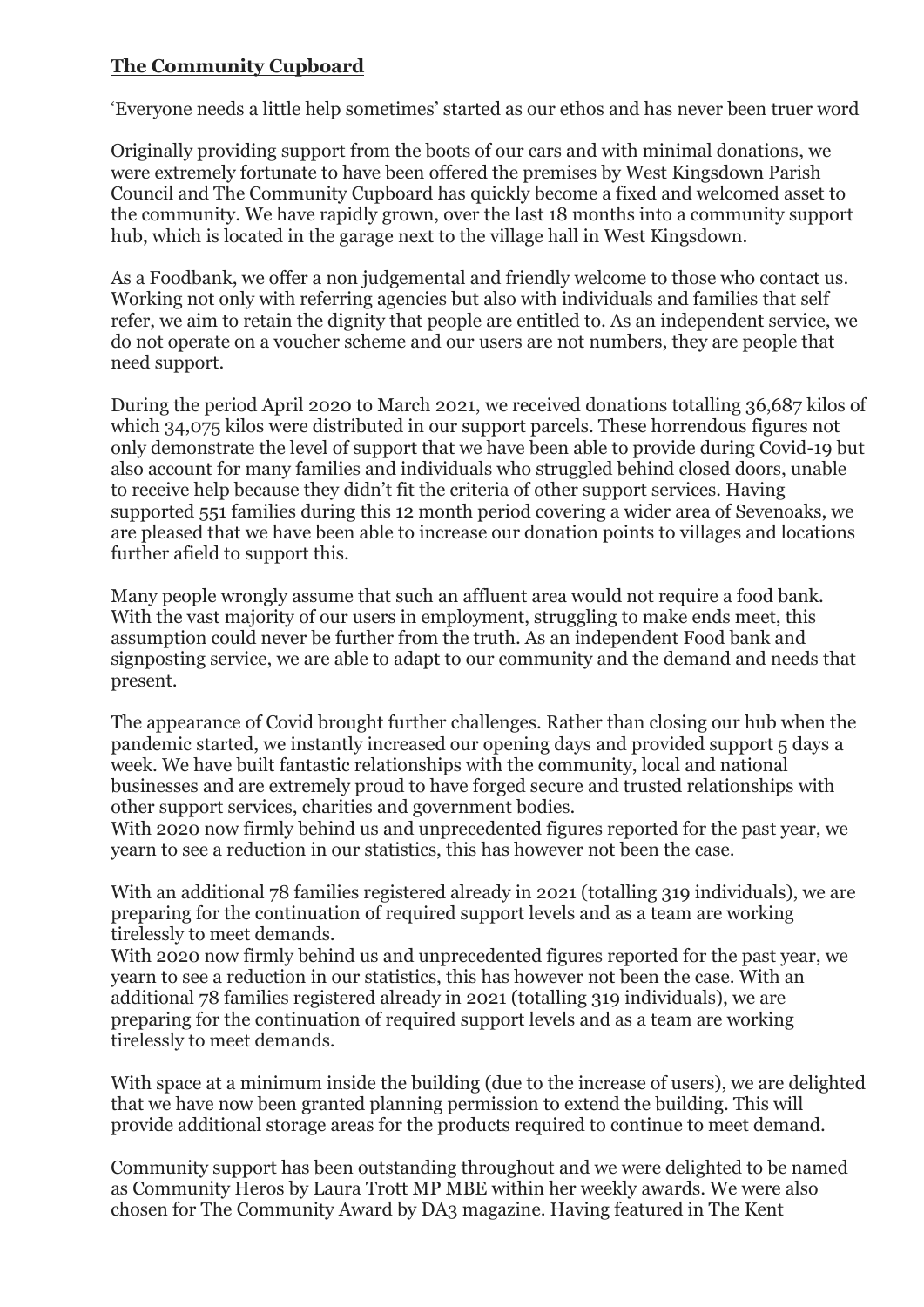**The Community Cupboard**

'Everyone needs a little help sometimes' started as our ethos and has never been truer word

Originally providing support from the boots of our cars and with minimal donations, we were extremely fortunate to have been offered the premises by West Kingsdown Parish Council and The Community Cupboard has quickly become a fixed and welcomed asset to the community. We have rapidly grown, over the last 18 months into a community support hub, which is located in the garage next to the village hall in West Kingsdown.

As a Foodbank, we offer a non judgemental and friendly welcome to those who contact us. Working not only with referring agencies but also with individuals and families that self refer, we aim to retain the dignity that people are entitled to. As an independent service, we do not operate on a voucher scheme and our users are not numbers, they are people that need support.

During the period April 2020 to March 2021, we received donations totalling 36,687 kilos of which 34,075 kilos were distributed in our support parcels. These horrendous figures not only demonstrate the level of support that we have been able to provide during Covid-19 but also account for many families and individuals who struggled behind closed doors, unable to receive help because they didn't fit the criteria of other support services. Having supported 551 families during this 12 month period covering a wider area of Sevenoaks, we are pleased that we have been able to increase our donation points to villages and locations further afield to support this.

Many people wrongly assume that such an affluent area would not require a food bank. With the vast majority of our users in employment, struggling to make ends meet, this assumption could never be further from the truth. As an independent Food bank and signposting service, we are able to adapt to our community and the demand and needs that present.

The appearance of Covid brought further challenges. Rather than closing our hub when the pandemic started, we instantly increased our opening days and provided support 5 days a week. We have built fantastic relationships with the community, local and national businesses and are extremely proud to have forged secure and trusted relationships with other support services, charities and government bodies.
With 2020 now firmly behind us and unprecedented figures reported for the past year, we yearn to see a reduction in our statistics, this has however not been the case.

With an additional 78 families registered already in 2021 (totalling 319 individuals), we are preparing for the continuation of required support levels and as a team are working tirelessly to meet demands.
With 2020 now firmly behind us and unprecedented figures reported for the past year, we yearn to see a reduction in our statistics, this has however not been the case. With an additional 78 families registered already in 2021 (totalling 319 individuals), we are preparing for the continuation of required support levels and as a team are working tirelessly to meet demands.

With space at a minimum inside the building (due to the increase of users), we are delighted that we have now been granted planning permission to extend the building. This will provide additional storage areas for the products required to continue to meet demand.

Community support has been outstanding throughout and we were delighted to be named as Community Heros by Laura Trott MP MBE within her weekly awards. We were also chosen for The Community Award by DA3 magazine. Having featured in The Kent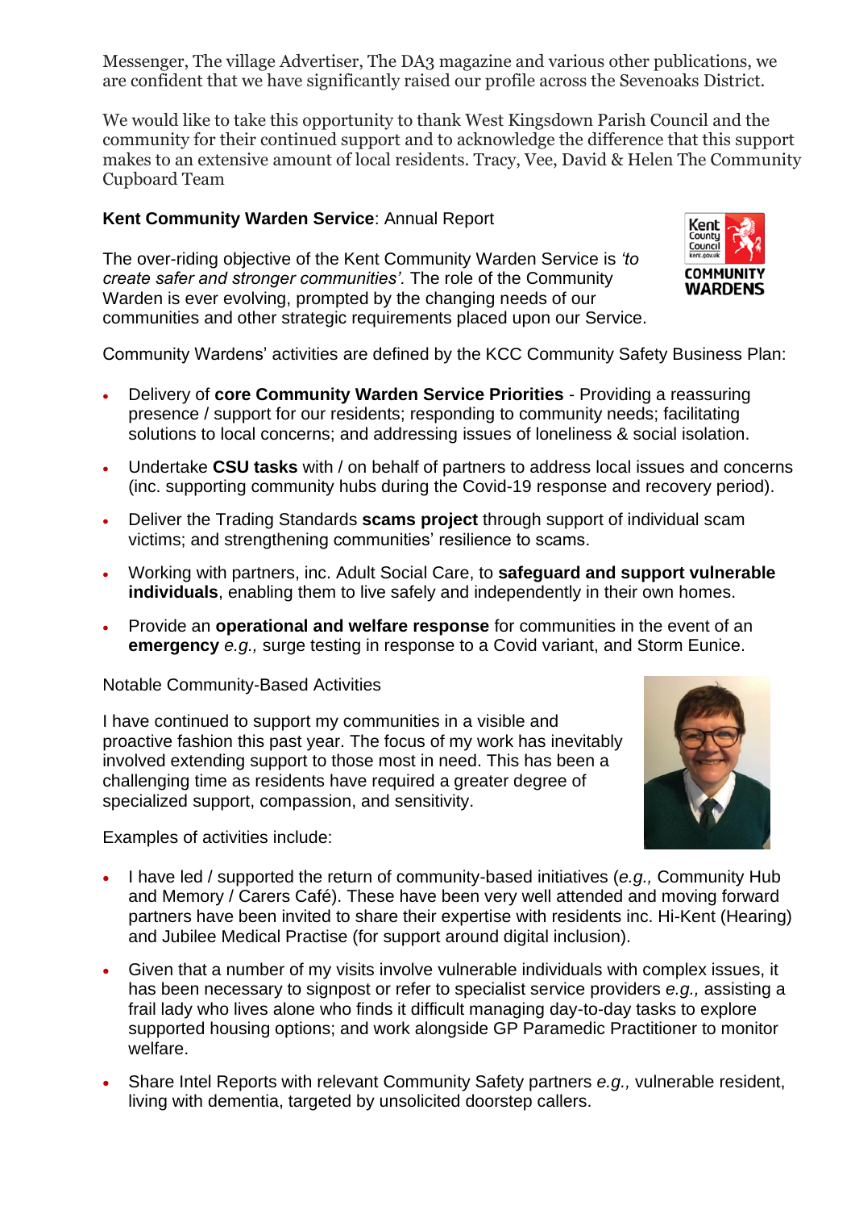Messenger, The village Advertiser, The DA3 magazine and various other publications, we are confident that we have significantly raised our profile across the Sevenoaks District.

We would like to take this opportunity to thank West Kingsdown Parish Council and the community for their continued support and to acknowledge the difference that this support makes to an extensive amount of local residents. Tracy, Vee, David & Helen The Community Cupboard Team

**Kent Community Warden Service**: Annual Report

The over-riding objective of the Kent Community Warden Service is *'to create safer and stronger communities'.* The role of the Community Warden is ever evolving, prompted by the changing needs of our communities and other strategic requirements placed upon our Service.

Community Wardens' activities are defined by the KCC Community Safety Business Plan:

- Delivery of **core Community Warden Service Priorities** - Providing a reassuring presence / support for our residents; responding to community needs; facilitating solutions to local concerns; and addressing issues of loneliness & social isolation.
- Undertake **CSU tasks** with / on behalf of partners to address local issues and concerns (inc. supporting community hubs during the Covid-19 response and recovery period).
- Deliver the Trading Standards **scams project** through support of individual scam victims; and strengthening communities' resilience to scams.
- Working with partners, inc. Adult Social Care, to **safeguard and support vulnerable individuals**, enabling them to live safely and independently in their own homes.
- Provide an **operational and welfare response** for communities in the event of an **emergency** *e.g.,* surge testing in response to a Covid variant, and Storm Eunice.

Notable Community-Based Activities

I have continued to support my communities in a visible and proactive fashion this past year. The focus of my work has inevitably involved extending support to those most in need. This has been a challenging time as residents have required a greater degree of specialized support, compassion, and sensitivity.

Examples of activities include:

- I have led / supported the return of community-based initiatives (*e.g.,* Community Hub and Memory / Carers Café). These have been very well attended and moving forward partners have been invited to share their expertise with residents inc. Hi-Kent (Hearing) and Jubilee Medical Practise (for support around digital inclusion).
- Given that a number of my visits involve vulnerable individuals with complex issues, it has been necessary to signpost or refer to specialist service providers *e.g.,* assisting a frail lady who lives alone who finds it difficult managing day-to-day tasks to explore supported housing options; and work alongside GP Paramedic Practitioner to monitor welfare.
- Share Intel Reports with relevant Community Safety partners *e.g.,* vulnerable resident, living with dementia, targeted by unsolicited doorstep callers.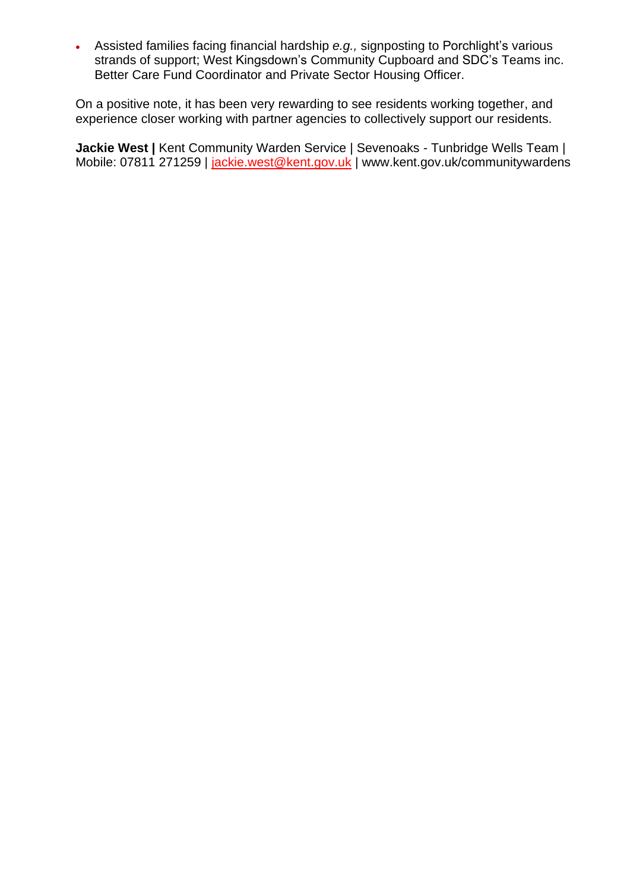- Assisted families facing financial hardship *e.g.,* signposting to Porchlight's various strands of support; West Kingsdown's Community Cupboard and SDC's Teams inc. Better Care Fund Coordinator and Private Sector Housing Officer.

On a positive note, it has been very rewarding to see residents working together, and experience closer working with partner agencies to collectively support our residents.

**Jackie West |** Kent Community Warden Service | Sevenoaks - Tunbridge Wells Team | Mobile: 07811 271259 | jackie.west@kent.gov.uk | www.kent.gov.uk/communitywardens